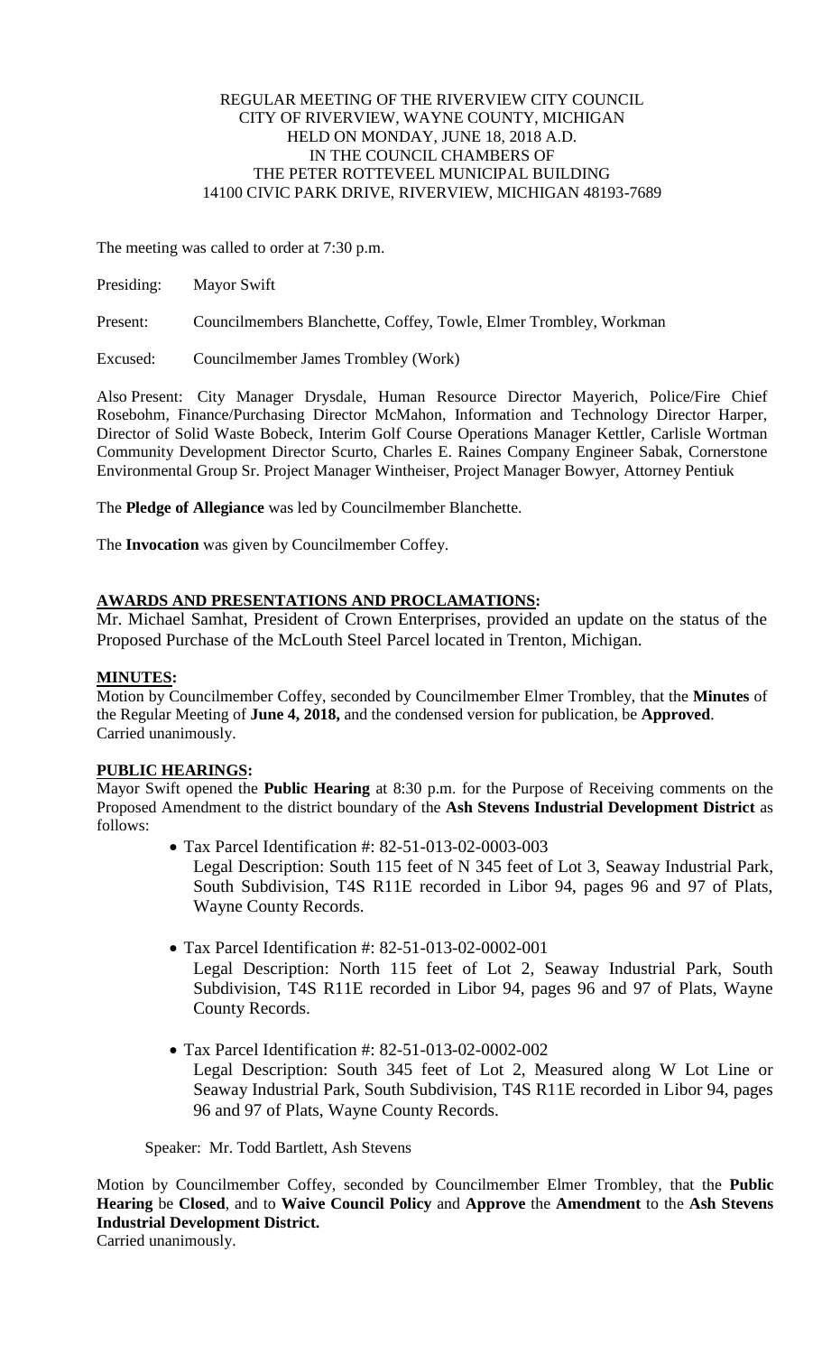REGULAR MEETING OF THE RIVERVIEW CITY COUNCIL
CITY OF RIVERVIEW, WAYNE COUNTY, MICHIGAN
HELD ON MONDAY, JUNE 18, 2018 A.D.
IN THE COUNCIL CHAMBERS OF
THE PETER ROTTEVEEL MUNICIPAL BUILDING
14100 CIVIC PARK DRIVE, RIVERVIEW, MICHIGAN 48193-7689

The meeting was called to order at 7:30 p.m.

Presiding: Mayor Swift

Present: Councilmembers Blanchette, Coffey, Towle, Elmer Trombley, Workman

Excused: Councilmember James Trombley (Work)

Also Present: City Manager Drysdale, Human Resource Director Mayerich, Police/Fire Chief Rosebohm, Finance/Purchasing Director McMahon, Information and Technology Director Harper, Director of Solid Waste Bobeck, Interim Golf Course Operations Manager Kettler, Carlisle Wortman Community Development Director Scurto, Charles E. Raines Company Engineer Sabak, Cornerstone Environmental Group Sr. Project Manager Wintheiser, Project Manager Bowyer, Attorney Pentiuk

The **Pledge of Allegiance** was led by Councilmember Blanchette.

The **Invocation** was given by Councilmember Coffey.

**AWARDS AND PRESENTATIONS AND PROCLAMATIONS:**

Mr. Michael Samhat, President of Crown Enterprises, provided an update on the status of the Proposed Purchase of the McLouth Steel Parcel located in Trenton, Michigan.

**MINUTES:**

Motion by Councilmember Coffey, seconded by Councilmember Elmer Trombley, that the **Minutes** of the Regular Meeting of **June 4, 2018,** and the condensed version for publication, be **Approved**.
Carried unanimously.

**PUBLIC HEARINGS:**

Mayor Swift opened the **Public Hearing** at 8:30 p.m. for the Purpose of Receiving comments on the Proposed Amendment to the district boundary of the **Ash Stevens Industrial Development District** as follows:

- Tax Parcel Identification #: 82-51-013-02-0003-003
  Legal Description: South 115 feet of N 345 feet of Lot 3, Seaway Industrial Park, South Subdivision, T4S R11E recorded in Libor 94, pages 96 and 97 of Plats, Wayne County Records.

- Tax Parcel Identification #: 82-51-013-02-0002-001
  Legal Description: North 115 feet of Lot 2, Seaway Industrial Park, South Subdivision, T4S R11E recorded in Libor 94, pages 96 and 97 of Plats, Wayne County Records.

- Tax Parcel Identification #: 82-51-013-02-0002-002
  Legal Description: South 345 feet of Lot 2, Measured along W Lot Line or Seaway Industrial Park, South Subdivision, T4S R11E recorded in Libor 94, pages 96 and 97 of Plats, Wayne County Records.

Speaker: Mr. Todd Bartlett, Ash Stevens

Motion by Councilmember Coffey, seconded by Councilmember Elmer Trombley, that the **Public Hearing** be **Closed**, and to **Waive Council Policy** and **Approve** the **Amendment** to the **Ash Stevens Industrial Development District.**
Carried unanimously.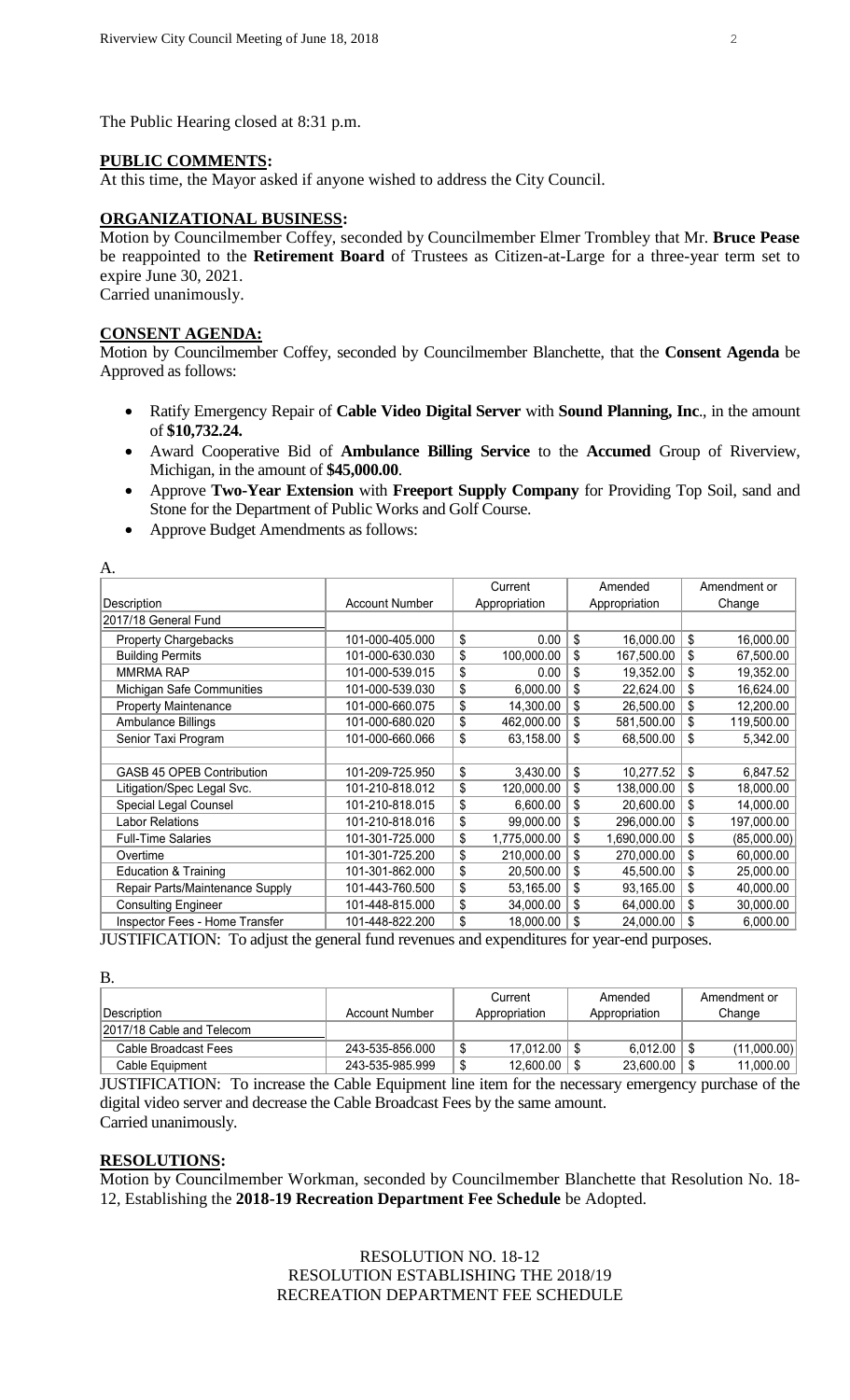The Public Hearing closed at 8:31 p.m.

## PUBLIC COMMENTS:

At this time, the Mayor asked if anyone wished to address the City Council.

## ORGANIZATIONAL BUSINESS:

Motion by Councilmember Coffey, seconded by Councilmember Elmer Trombley that Mr. **Bruce Pease** be reappointed to the **Retirement Board** of Trustees as Citizen-at-Large for a three-year term set to expire June 30, 2021.
Carried unanimously.

## CONSENT AGENDA:

Motion by Councilmember Coffey, seconded by Councilmember Blanchette, that the **Consent Agenda** be Approved as follows:

- Ratify Emergency Repair of **Cable Video Digital Server** with **Sound Planning, Inc**., in the amount of **$10,732.24.**
- Award Cooperative Bid of **Ambulance Billing Service** to the **Accumed** Group of Riverview, Michigan, in the amount of **$45,000.00**.
- Approve **Two-Year Extension** with **Freeport Supply Company** for Providing Top Soil, sand and Stone for the Department of Public Works and Golf Course.
- Approve Budget Amendments as follows:

A.

| Description | Account Number | Current Appropriation | Amended Appropriation | Amendment or Change |
|---|---|---|---|---|
| 2017/18 General Fund | | | | |
| Property Chargebacks | 101-000-405.000 | $ 0.00 | $ 16,000.00 | $ 16,000.00 |
| Building Permits | 101-000-630.030 | $ 100,000.00 | $ 167,500.00 | $ 67,500.00 |
| MMRMA RAP | 101-000-539.015 | $ 0.00 | $ 19,352.00 | $ 19,352.00 |
| Michigan Safe Communities | 101-000-539.030 | $ 6,000.00 | $ 22,624.00 | $ 16,624.00 |
| Property Maintenance | 101-000-660.075 | $ 14,300.00 | $ 26,500.00 | $ 12,200.00 |
| Ambulance Billings | 101-000-680.020 | $ 462,000.00 | $ 581,500.00 | $ 119,500.00 |
| Senior Taxi Program | 101-000-660.066 | $ 63,158.00 | $ 68,500.00 | $ 5,342.00 |
| | | | | |
| GASB 45 OPEB Contribution | 101-209-725.950 | $ 3,430.00 | $ 10,277.52 | $ 6,847.52 |
| Litigation/Spec Legal Svc. | 101-210-818.012 | $ 120,000.00 | $ 138,000.00 | $ 18,000.00 |
| Special Legal Counsel | 101-210-818.015 | $ 6,600.00 | $ 20,600.00 | $ 14,000.00 |
| Labor Relations | 101-210-818.016 | $ 99,000.00 | $ 296,000.00 | $ 197,000.00 |
| Full-Time Salaries | 101-301-725.000 | $ 1,775,000.00 | $ 1,690,000.00 | $ (85,000.00) |
| Overtime | 101-301-725.200 | $ 210,000.00 | $ 270,000.00 | $ 60,000.00 |
| Education & Training | 101-301-862.000 | $ 20,500.00 | $ 45,500.00 | $ 25,000.00 |
| Repair Parts/Maintenance Supply | 101-443-760.500 | $ 53,165.00 | $ 93,165.00 | $ 40,000.00 |
| Consulting Engineer | 101-448-815.000 | $ 34,000.00 | $ 64,000.00 | $ 30,000.00 |
| Inspector Fees - Home Transfer | 101-448-822.200 | $ 18,000.00 | $ 24,000.00 | $ 6,000.00 |

JUSTIFICATION: To adjust the general fund revenues and expenditures for year-end purposes.

B.

| Description | Account Number | Current Appropriation | Amended Appropriation | Amendment or Change |
|---|---|---|---|---|
| 2017/18 Cable and Telecom | | | | |
| Cable Broadcast Fees | 243-535-856.000 | $ 17,012.00 | $ 6,012.00 | $ (11,000.00) |
| Cable Equipment | 243-535-985.999 | $ 12,600.00 | $ 23,600.00 | $ 11,000.00 |

JUSTIFICATION: To increase the Cable Equipment line item for the necessary emergency purchase of the digital video server and decrease the Cable Broadcast Fees by the same amount.
Carried unanimously.

## RESOLUTIONS:

Motion by Councilmember Workman, seconded by Councilmember Blanchette that Resolution No. 18-12, Establishing the **2018-19 Recreation Department Fee Schedule** be Adopted.

RESOLUTION NO. 18-12
RESOLUTION ESTABLISHING THE 2018/19
RECREATION DEPARTMENT FEE SCHEDULE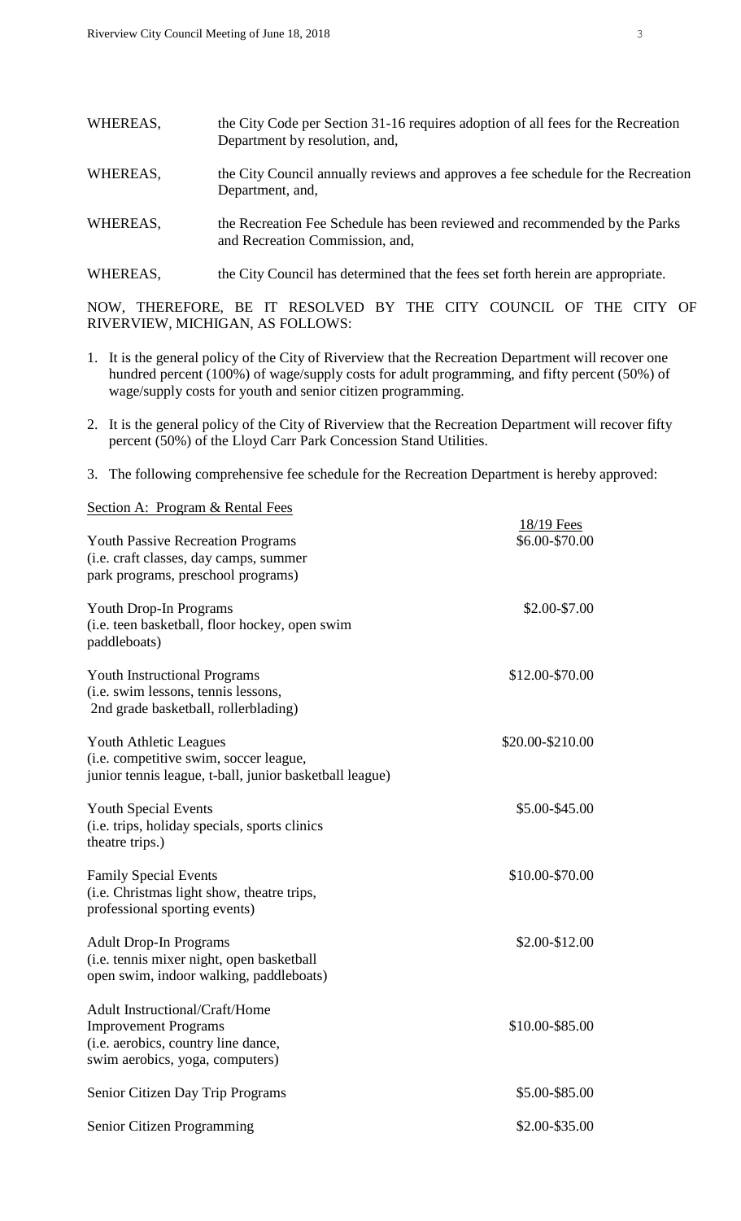WHEREAS, the City Code per Section 31-16 requires adoption of all fees for the Recreation Department by resolution, and,

WHEREAS, the City Council annually reviews and approves a fee schedule for the Recreation Department, and,

WHEREAS, the Recreation Fee Schedule has been reviewed and recommended by the Parks and Recreation Commission, and,

WHEREAS, the City Council has determined that the fees set forth herein are appropriate.

NOW, THEREFORE, BE IT RESOLVED BY THE CITY COUNCIL OF THE CITY OF RIVERVIEW, MICHIGAN, AS FOLLOWS:

1. It is the general policy of the City of Riverview that the Recreation Department will recover one hundred percent (100%) of wage/supply costs for adult programming, and fifty percent (50%) of wage/supply costs for youth and senior citizen programming.
2. It is the general policy of the City of Riverview that the Recreation Department will recover fifty percent (50%) of the Lloyd Carr Park Concession Stand Utilities.
3. The following comprehensive fee schedule for the Recreation Department is hereby approved:

Section A: Program & Rental Fees

| | 18/19 Fees |
|---|---|
| Youth Passive Recreation Programs (i.e. craft classes, day camps, summer park programs, preschool programs) | \$6.00-\$70.00 |
| Youth Drop-In Programs (i.e. teen basketball, floor hockey, open swim paddleboats) | \$2.00-\$7.00 |
| Youth Instructional Programs (i.e. swim lessons, tennis lessons, 2nd grade basketball, rollerblading) | \$12.00-\$70.00 |
| Youth Athletic Leagues (i.e. competitive swim, soccer league, junior tennis league, t-ball, junior basketball league) | \$20.00-\$210.00 |
| Youth Special Events (i.e. trips, holiday specials, sports clinics theatre trips.) | \$5.00-\$45.00 |
| Family Special Events (i.e. Christmas light show, theatre trips, professional sporting events) | \$10.00-\$70.00 |
| Adult Drop-In Programs (i.e. tennis mixer night, open basketball open swim, indoor walking, paddleboats) | \$2.00-\$12.00 |
| Adult Instructional/Craft/Home Improvement Programs (i.e. aerobics, country line dance, swim aerobics, yoga, computers) | \$10.00-\$85.00 |
| Senior Citizen Day Trip Programs | \$5.00-\$85.00 |
| Senior Citizen Programming | \$2.00-\$35.00 |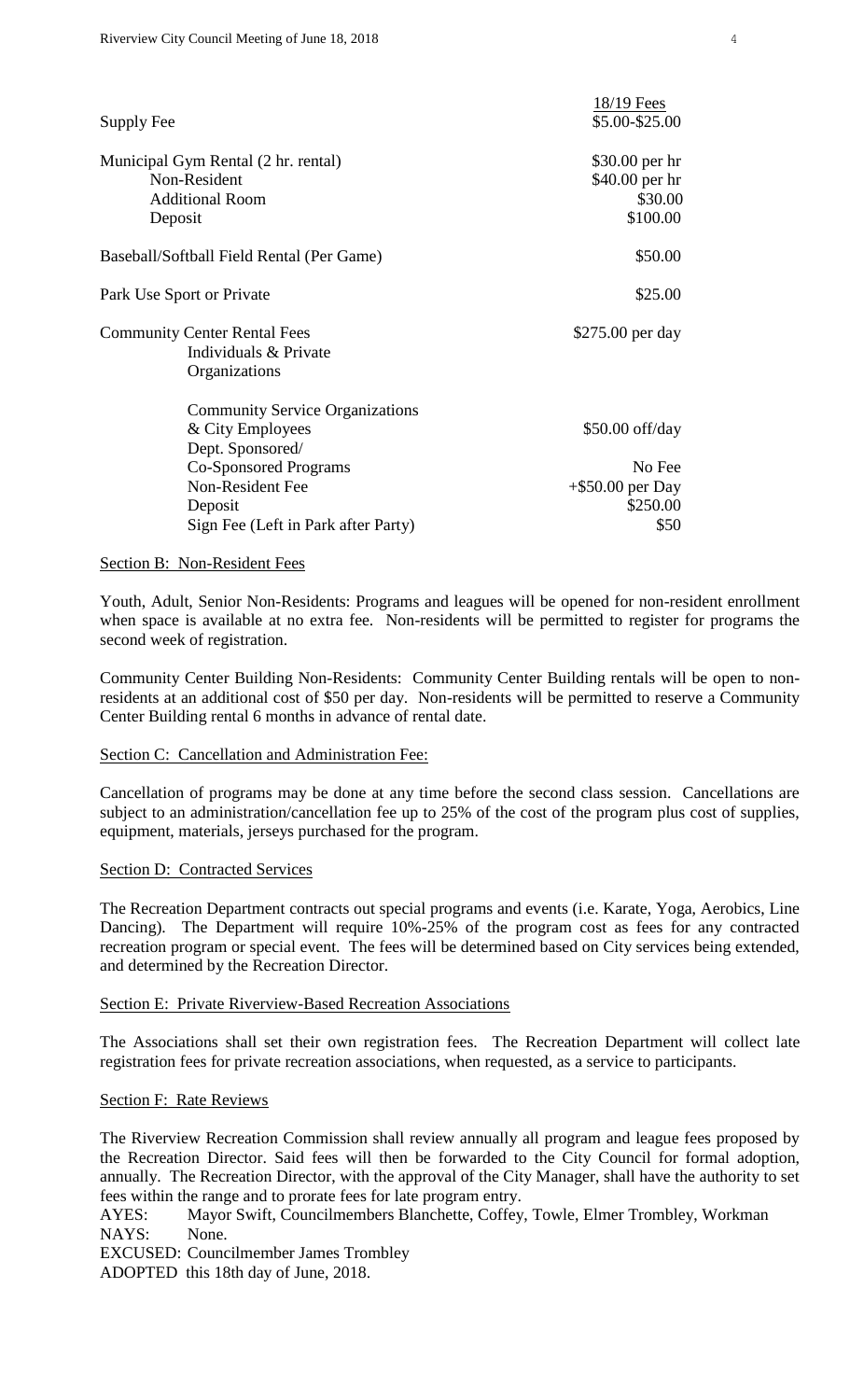| | 18/19 Fees |
|---|---|
| Supply Fee | \$5.00-\$25.00 |
| Municipal Gym Rental (2 hr. rental) | \$30.00 per hr |
| Non-Resident | \$40.00 per hr |
| Additional Room | \$30.00 |
| Deposit | \$100.00 |
| Baseball/Softball Field Rental (Per Game) | \$50.00 |
| Park Use Sport or Private | \$25.00 |
| Community Center Rental Fees Individuals & Private Organizations | \$275.00 per day |
| Community Service Organizations & City Employees | \$50.00 off/day |
| Dept. Sponsored/ Co-Sponsored Programs | No Fee |
| Non-Resident Fee | +\$50.00 per Day |
| Deposit | \$250.00 |
| Sign Fee (Left in Park after Party) | \$50 |

Section B: Non-Resident Fees

Youth, Adult, Senior Non-Residents: Programs and leagues will be opened for non-resident enrollment when space is available at no extra fee. Non-residents will be permitted to register for programs the second week of registration.

Community Center Building Non-Residents: Community Center Building rentals will be open to non-residents at an additional cost of \$50 per day. Non-residents will be permitted to reserve a Community Center Building rental 6 months in advance of rental date.

Section C: Cancellation and Administration Fee:

Cancellation of programs may be done at any time before the second class session. Cancellations are subject to an administration/cancellation fee up to 25% of the cost of the program plus cost of supplies, equipment, materials, jerseys purchased for the program.

Section D: Contracted Services

The Recreation Department contracts out special programs and events (i.e. Karate, Yoga, Aerobics, Line Dancing). The Department will require 10%-25% of the program cost as fees for any contracted recreation program or special event. The fees will be determined based on City services being extended, and determined by the Recreation Director.

Section E: Private Riverview-Based Recreation Associations

The Associations shall set their own registration fees. The Recreation Department will collect late registration fees for private recreation associations, when requested, as a service to participants.

Section F: Rate Reviews

The Riverview Recreation Commission shall review annually all program and league fees proposed by the Recreation Director. Said fees will then be forwarded to the City Council for formal adoption, annually. The Recreation Director, with the approval of the City Manager, shall have the authority to set fees within the range and to prorate fees for late program entry.

AYES: Mayor Swift, Councilmembers Blanchette, Coffey, Towle, Elmer Trombley, Workman
NAYS: None.
EXCUSED: Councilmember James Trombley
ADOPTED this 18th day of June, 2018.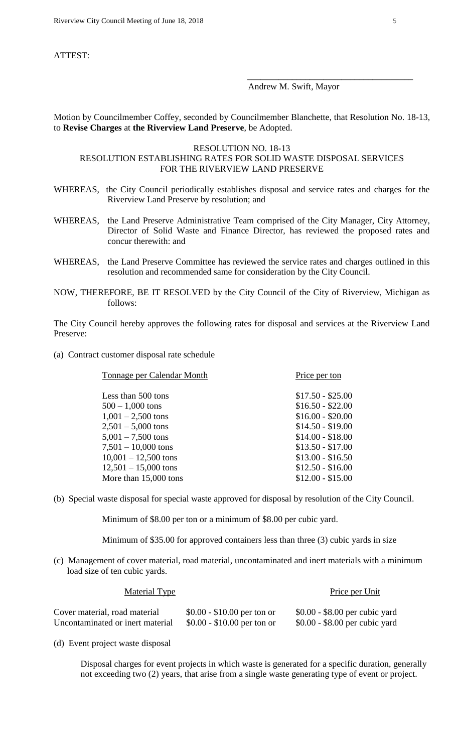ATTEST:

\_\_\_\_\_\_\_\_\_\_\_\_\_\_\_\_\_\_\_\_\_\_\_\_\_\_\_\_\_\_\_\_\_\_\_\_\_\_

Andrew M. Swift, Mayor

Motion by Councilmember Coffey, seconded by Councilmember Blanchette, that Resolution No. 18-13, to **Revise Charges** at **the Riverview Land Preserve**, be Adopted.

RESOLUTION NO. 18-13
RESOLUTION ESTABLISHING RATES FOR SOLID WASTE DISPOSAL SERVICES FOR THE RIVERVIEW LAND PRESERVE

WHEREAS, the City Council periodically establishes disposal and service rates and charges for the Riverview Land Preserve by resolution; and

WHEREAS, the Land Preserve Administrative Team comprised of the City Manager, City Attorney, Director of Solid Waste and Finance Director, has reviewed the proposed rates and concur therewith: and

WHEREAS, the Land Preserve Committee has reviewed the service rates and charges outlined in this resolution and recommended same for consideration by the City Council.

NOW, THEREFORE, BE IT RESOLVED by the City Council of the City of Riverview, Michigan as follows:

The City Council hereby approves the following rates for disposal and services at the Riverview Land Preserve:

(a) Contract customer disposal rate schedule

| Tonnage per Calendar Month | Price per ton |
|---|---|
| Less than 500 tons | $17.50 - $25.00 |
| 500 – 1,000 tons | $16.50 - $22.00 |
| 1,001 – 2,500 tons | $16.00 - $20.00 |
| 2,501 – 5,000 tons | $14.50 - $19.00 |
| 5,001 – 7,500 tons | $14.00 - $18.00 |
| 7,501 – 10,000 tons | $13.50 - $17.00 |
| 10,001 – 12,500 tons | $13.00 - $16.50 |
| 12,501 – 15,000 tons | $12.50 - $16.00 |
| More than 15,000 tons | $12.00 - $15.00 |

(b) Special waste disposal for special waste approved for disposal by resolution of the City Council.

Minimum of $8.00 per ton or a minimum of $8.00 per cubic yard.

Minimum of $35.00 for approved containers less than three (3) cubic yards in size

(c) Management of cover material, road material, uncontaminated and inert materials with a minimum load size of ten cubic yards.

| Material Type | Price per Unit | |
|---|---|---|
| Cover material, road material | $0.00 - $10.00 per ton or | $0.00 - $8.00 per cubic yard |
| Uncontaminated or inert material | $0.00 - $10.00 per ton or | $0.00 - $8.00 per cubic yard |

(d) Event project waste disposal

Disposal charges for event projects in which waste is generated for a specific duration, generally not exceeding two (2) years, that arise from a single waste generating type of event or project.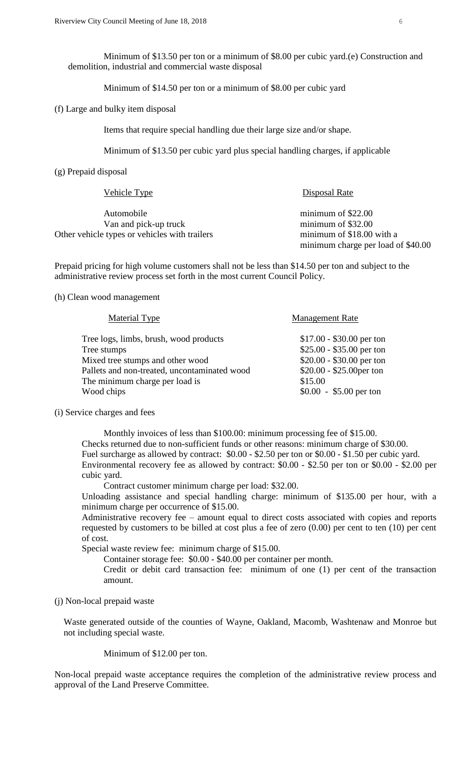Minimum of $13.50 per ton or a minimum of $8.00 per cubic yard.(e) Construction and demolition, industrial and commercial waste disposal

Minimum of $14.50 per ton or a minimum of $8.00 per cubic yard

(f) Large and bulky item disposal

Items that require special handling due their large size and/or shape.

Minimum of $13.50 per cubic yard plus special handling charges, if applicable

(g) Prepaid disposal

| Vehicle Type | Disposal Rate |
|---|---|
| Automobile | minimum of $22.00 |
| Van and pick-up truck | minimum of $32.00 |
| Other vehicle types or vehicles with trailers | minimum of $18.00 with a minimum charge per load of $40.00 |

Prepaid pricing for high volume customers shall not be less than $14.50 per ton and subject to the administrative review process set forth in the most current Council Policy.

(h) Clean wood management

| Material Type | Management Rate |
|---|---|
| Tree logs, limbs, brush, wood products | $17.00 - $30.00 per ton |
| Tree stumps | $25.00 - $35.00 per ton |
| Mixed tree stumps and other wood | $20.00 - $30.00 per ton |
| Pallets and non-treated, uncontaminated wood | $20.00 - $25.00per ton |
| The minimum charge per load is | $15.00 |
| Wood chips | $0.00 - $5.00 per ton |

(i) Service charges and fees

Monthly invoices of less than $100.00: minimum processing fee of $15.00.
Checks returned due to non-sufficient funds or other reasons: minimum charge of $30.00.
Fuel surcharge as allowed by contract: $0.00 - $2.50 per ton or $0.00 - $1.50 per cubic yard.
Environmental recovery fee as allowed by contract: $0.00 - $2.50 per ton or $0.00 - $2.00 per cubic yard.
Contract customer minimum charge per load: $32.00.
Unloading assistance and special handling charge: minimum of $135.00 per hour, with a minimum charge per occurrence of $15.00.
Administrative recovery fee – amount equal to direct costs associated with copies and reports requested by customers to be billed at cost plus a fee of zero (0.00) per cent to ten (10) per cent of cost.
Special waste review fee: minimum charge of $15.00.
Container storage fee: $0.00 - $40.00 per container per month.
Credit or debit card transaction fee: minimum of one (1) per cent of the transaction amount.

(j) Non-local prepaid waste

Waste generated outside of the counties of Wayne, Oakland, Macomb, Washtenaw and Monroe but not including special waste.

Minimum of $12.00 per ton.

Non-local prepaid waste acceptance requires the completion of the administrative review process and approval of the Land Preserve Committee.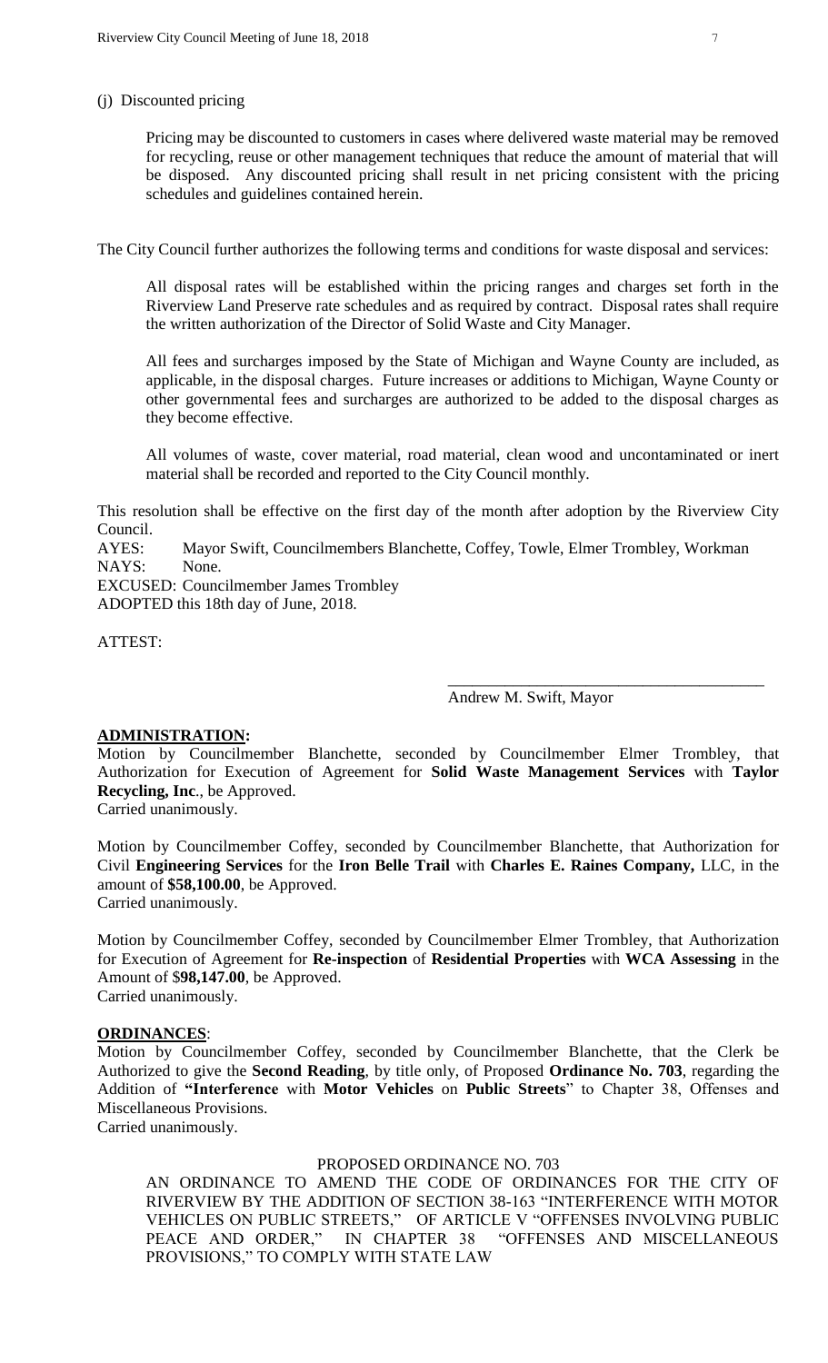(j) Discounted pricing

Pricing may be discounted to customers in cases where delivered waste material may be removed for recycling, reuse or other management techniques that reduce the amount of material that will be disposed. Any discounted pricing shall result in net pricing consistent with the pricing schedules and guidelines contained herein.

The City Council further authorizes the following terms and conditions for waste disposal and services:

All disposal rates will be established within the pricing ranges and charges set forth in the Riverview Land Preserve rate schedules and as required by contract. Disposal rates shall require the written authorization of the Director of Solid Waste and City Manager.

All fees and surcharges imposed by the State of Michigan and Wayne County are included, as applicable, in the disposal charges. Future increases or additions to Michigan, Wayne County or other governmental fees and surcharges are authorized to be added to the disposal charges as they become effective.

All volumes of waste, cover material, road material, clean wood and uncontaminated or inert material shall be recorded and reported to the City Council monthly.

This resolution shall be effective on the first day of the month after adoption by the Riverview City Council.

AYES: Mayor Swift, Councilmembers Blanchette, Coffey, Towle, Elmer Trombley, Workman
NAYS: None.
EXCUSED: Councilmember James Trombley
ADOPTED this 18th day of June, 2018.

ATTEST:

\_\_\_\_\_\_\_\_\_\_\_\_\_\_\_\_\_\_\_\_\_\_\_\_\_\_\_\_\_\_\_\_\_\_\_\_\_\_\_\_
Andrew M. Swift, Mayor

**ADMINISTRATION:**

Motion by Councilmember Blanchette, seconded by Councilmember Elmer Trombley, that Authorization for Execution of Agreement for **Solid Waste Management Services** with **Taylor Recycling, Inc**., be Approved.
Carried unanimously.

Motion by Councilmember Coffey, seconded by Councilmember Blanchette, that Authorization for Civil **Engineering Services** for the **Iron Belle Trail** with **Charles E. Raines Company,** LLC, in the amount of **$58,100.00**, be Approved.
Carried unanimously.

Motion by Councilmember Coffey, seconded by Councilmember Elmer Trombley, that Authorization for Execution of Agreement for **Re-inspection** of **Residential Properties** with **WCA Assessing** in the Amount of $**98,147.00**, be Approved.
Carried unanimously.

**ORDINANCES**:

Motion by Councilmember Coffey, seconded by Councilmember Blanchette, that the Clerk be Authorized to give the **Second Reading**, by title only, of Proposed **Ordinance No. 703**, regarding the Addition of **"Interference** with **Motor Vehicles** on **Public Streets**" to Chapter 38, Offenses and Miscellaneous Provisions.
Carried unanimously.

PROPOSED ORDINANCE NO. 703

AN ORDINANCE TO AMEND THE CODE OF ORDINANCES FOR THE CITY OF RIVERVIEW BY THE ADDITION OF SECTION 38-163 "INTERFERENCE WITH MOTOR VEHICLES ON PUBLIC STREETS," OF ARTICLE V "OFFENSES INVOLVING PUBLIC PEACE AND ORDER," IN CHAPTER 38 "OFFENSES AND MISCELLANEOUS PROVISIONS," TO COMPLY WITH STATE LAW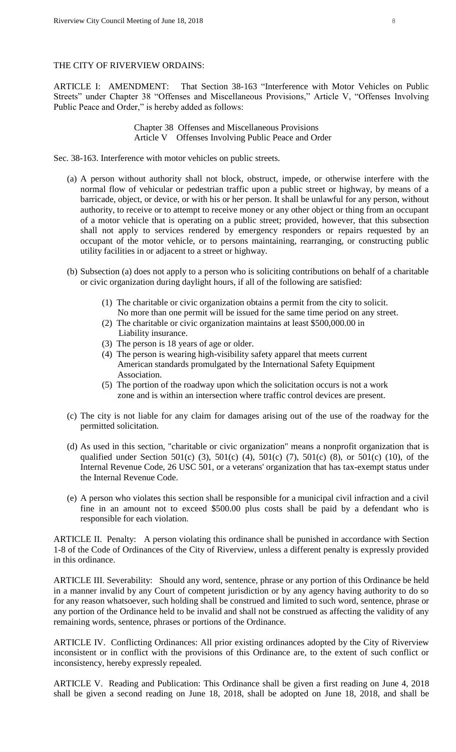THE CITY OF RIVERVIEW ORDAINS:

ARTICLE I: AMENDMENT: That Section 38-163 "Interference with Motor Vehicles on Public Streets" under Chapter 38 "Offenses and Miscellaneous Provisions," Article V, "Offenses Involving Public Peace and Order," is hereby added as follows:

Chapter 38 Offenses and Miscellaneous Provisions
Article V Offenses Involving Public Peace and Order

Sec. 38-163. Interference with motor vehicles on public streets.

(a) A person without authority shall not block, obstruct, impede, or otherwise interfere with the normal flow of vehicular or pedestrian traffic upon a public street or highway, by means of a barricade, object, or device, or with his or her person. It shall be unlawful for any person, without authority, to receive or to attempt to receive money or any other object or thing from an occupant of a motor vehicle that is operating on a public street; provided, however, that this subsection shall not apply to services rendered by emergency responders or repairs requested by an occupant of the motor vehicle, or to persons maintaining, rearranging, or constructing public utility facilities in or adjacent to a street or highway.

(b) Subsection (a) does not apply to a person who is soliciting contributions on behalf of a charitable or civic organization during daylight hours, if all of the following are satisfied:

   (1) The charitable or civic organization obtains a permit from the city to solicit. No more than one permit will be issued for the same time period on any street.
   (2) The charitable or civic organization maintains at least $500,000.00 in Liability insurance.
   (3) The person is 18 years of age or older.
   (4) The person is wearing high-visibility safety apparel that meets current American standards promulgated by the International Safety Equipment Association.
   (5) The portion of the roadway upon which the solicitation occurs is not a work zone and is within an intersection where traffic control devices are present.

(c) The city is not liable for any claim for damages arising out of the use of the roadway for the permitted solicitation.

(d) As used in this section, "charitable or civic organization" means a nonprofit organization that is qualified under Section 501(c) (3), 501(c) (4), 501(c) (7), 501(c) (8), or 501(c) (10), of the Internal Revenue Code, 26 USC 501, or a veterans' organization that has tax-exempt status under the Internal Revenue Code.

(e) A person who violates this section shall be responsible for a municipal civil infraction and a civil fine in an amount not to exceed $500.00 plus costs shall be paid by a defendant who is responsible for each violation.

ARTICLE II. Penalty: A person violating this ordinance shall be punished in accordance with Section 1-8 of the Code of Ordinances of the City of Riverview, unless a different penalty is expressly provided in this ordinance.

ARTICLE III. Severability: Should any word, sentence, phrase or any portion of this Ordinance be held in a manner invalid by any Court of competent jurisdiction or by any agency having authority to do so for any reason whatsoever, such holding shall be construed and limited to such word, sentence, phrase or any portion of the Ordinance held to be invalid and shall not be construed as affecting the validity of any remaining words, sentence, phrases or portions of the Ordinance.

ARTICLE IV. Conflicting Ordinances: All prior existing ordinances adopted by the City of Riverview inconsistent or in conflict with the provisions of this Ordinance are, to the extent of such conflict or inconsistency, hereby expressly repealed.

ARTICLE V. Reading and Publication: This Ordinance shall be given a first reading on June 4, 2018 shall be given a second reading on June 18, 2018, shall be adopted on June 18, 2018, and shall be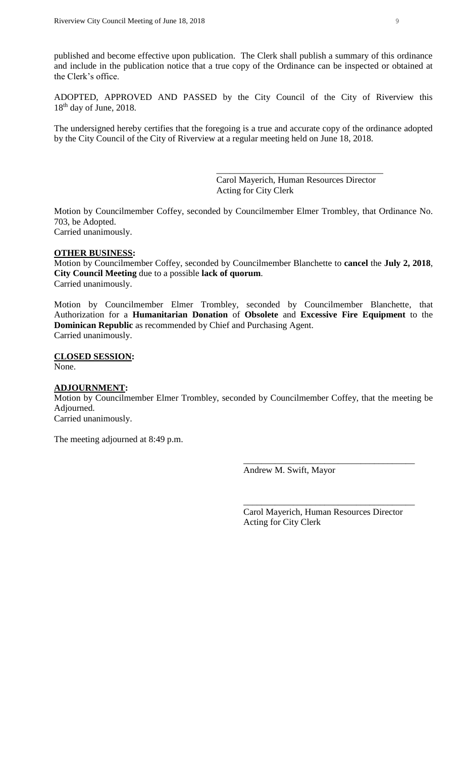published and become effective upon publication. The Clerk shall publish a summary of this ordinance and include in the publication notice that a true copy of the Ordinance can be inspected or obtained at the Clerk's office.

ADOPTED, APPROVED AND PASSED by the City Council of the City of Riverview this 18th day of June, 2018.

The undersigned hereby certifies that the foregoing is a true and accurate copy of the ordinance adopted by the City Council of the City of Riverview at a regular meeting held on June 18, 2018.

\_\_\_\_\_\_\_\_\_\_\_\_\_\_\_\_\_\_\_\_\_\_\_\_\_\_\_\_\_\_\_\_\_\_\_\_
Carol Mayerich, Human Resources Director
Acting for City Clerk

Motion by Councilmember Coffey, seconded by Councilmember Elmer Trombley, that Ordinance No. 703, be Adopted.
Carried unanimously.

**OTHER BUSINESS:**

Motion by Councilmember Coffey, seconded by Councilmember Blanchette to **cancel** the **July 2, 2018**, **City Council Meeting** due to a possible **lack of quorum**.
Carried unanimously.

Motion by Councilmember Elmer Trombley, seconded by Councilmember Blanchette, that Authorization for a **Humanitarian Donation** of **Obsolete** and **Excessive Fire Equipment** to the **Dominican Republic** as recommended by Chief and Purchasing Agent.
Carried unanimously.

**CLOSED SESSION:**

None.

**ADJOURNMENT:**

Motion by Councilmember Elmer Trombley, seconded by Councilmember Coffey, that the meeting be Adjourned.
Carried unanimously.

The meeting adjourned at 8:49 p.m.

\_\_\_\_\_\_\_\_\_\_\_\_\_\_\_\_\_\_\_\_\_\_\_\_\_\_\_\_\_\_\_\_\_\_\_\_
Andrew M. Swift, Mayor

\_\_\_\_\_\_\_\_\_\_\_\_\_\_\_\_\_\_\_\_\_\_\_\_\_\_\_\_\_\_\_\_\_\_\_\_
Carol Mayerich, Human Resources Director
Acting for City Clerk